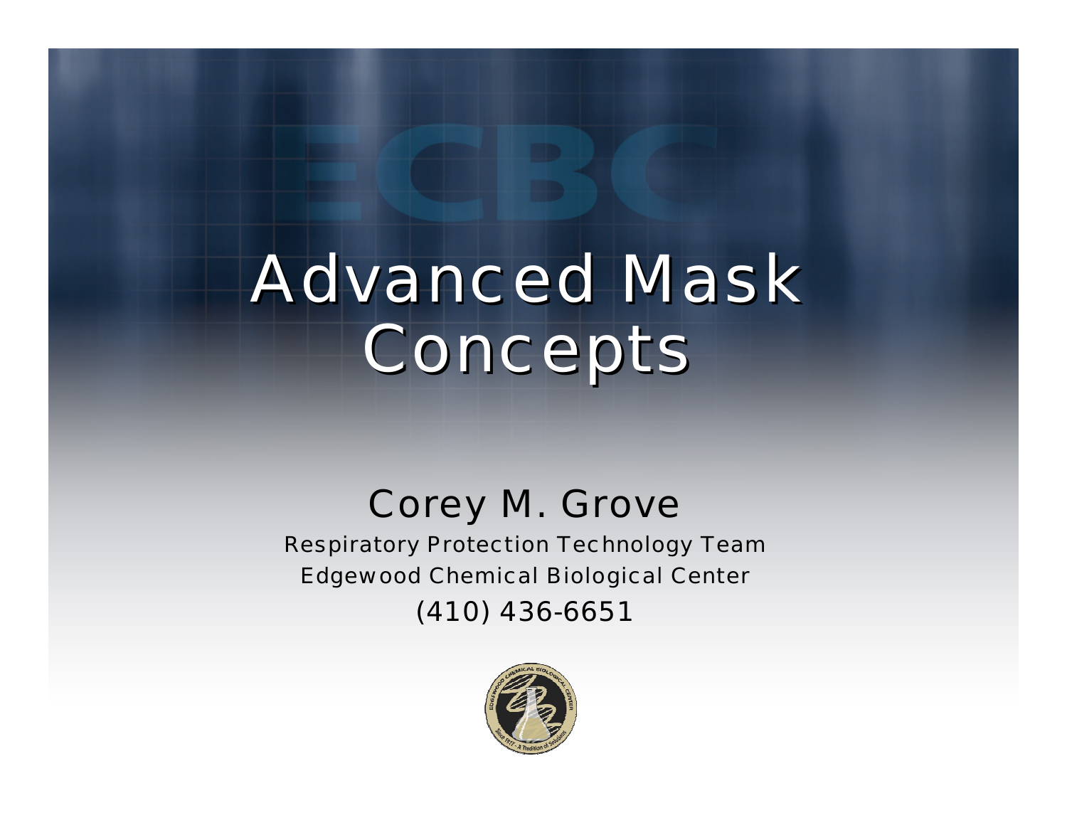# Advanced Mask Concepts

## Corey M. Grove

Respiratory Protection Technology Team

Edgewood Chemical Biological Center

(410) 436-6651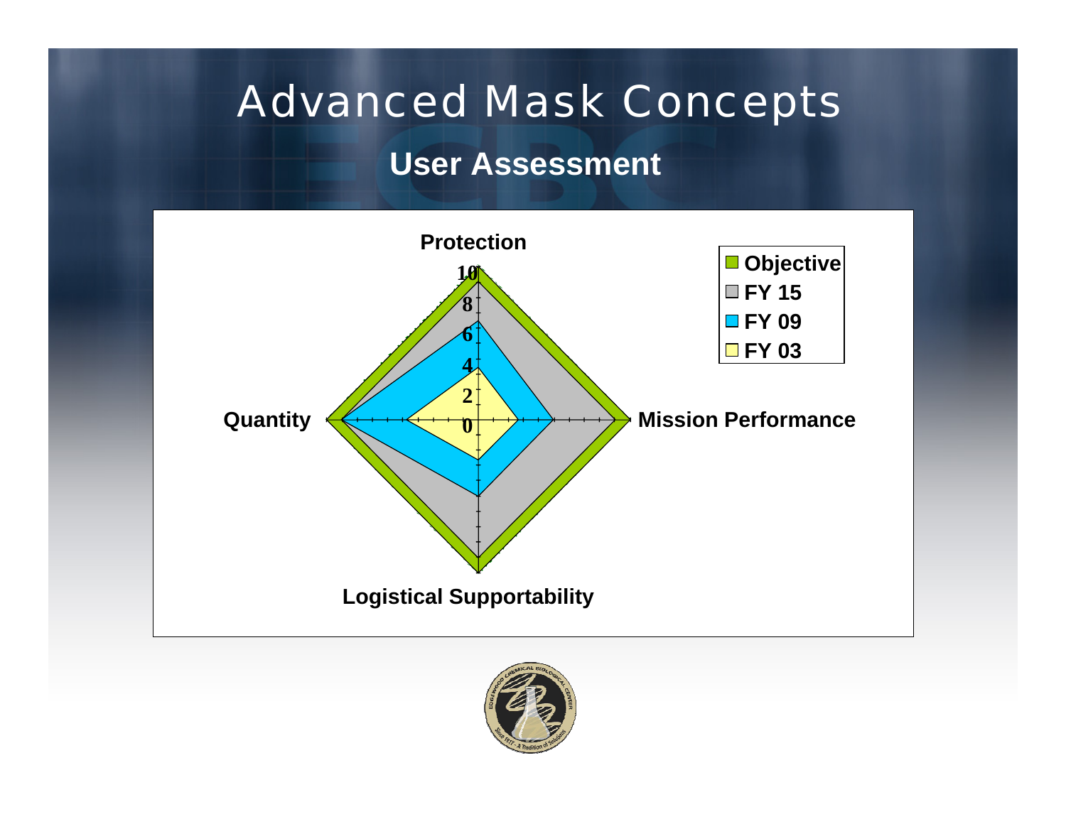# Advanced Mask Concepts

## User Assessment

Protection

10

8

6

4

2

0

Quantity

Mission Performance

Logistical Supportability

- Objective
- FY 15
- FY 09
- FY 03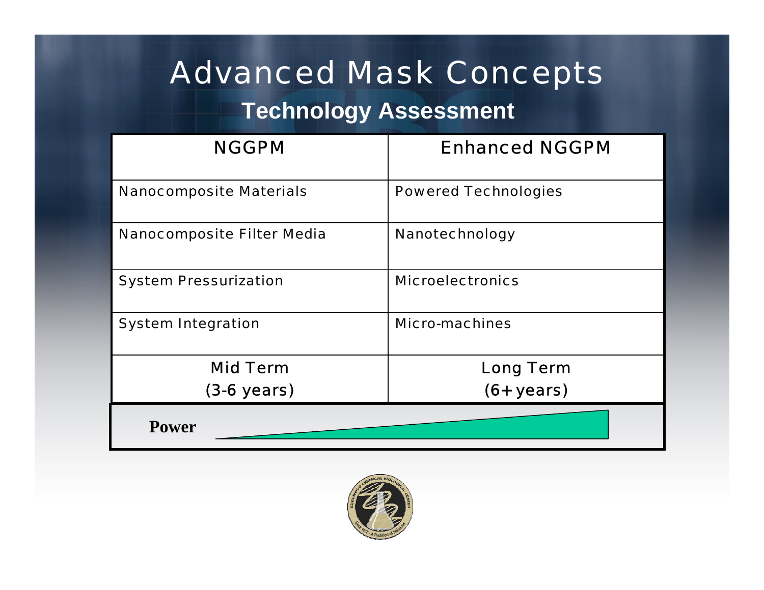# Advanced Mask Concepts

## Technology Assessment

| NGGPM | Enhanced NGGPM |
|---|---|
| Nanocomposite Materials | Powered Technologies |
| Nanocomposite Filter Media | Nanotechnology |
| System Pressurization | Microelectronics |
| System Integration | Micro-machines |
| Mid Term (3-6 years) | Long Term (6+ years) |

**Power**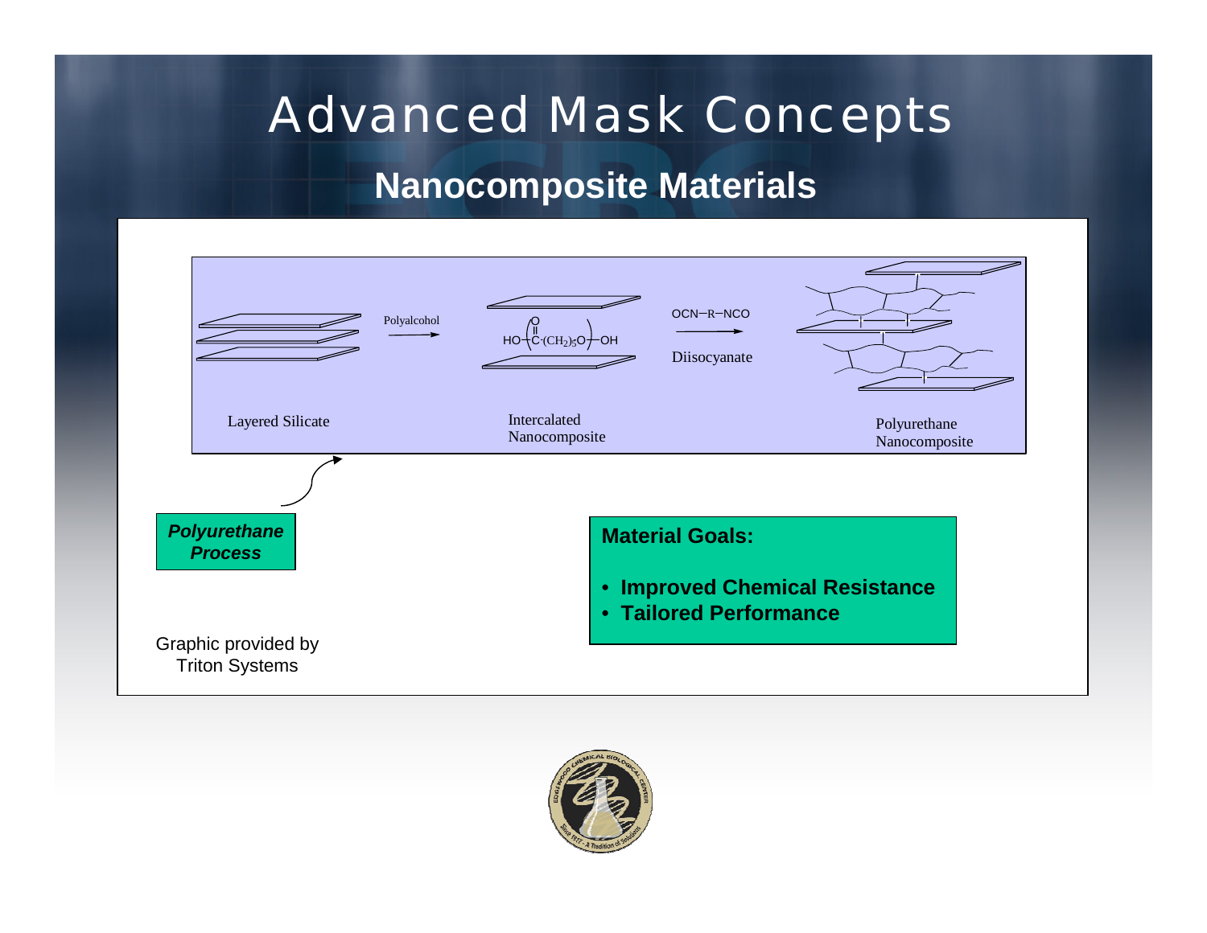# Advanced Mask Concepts

## Nanocomposite Materials

Layered Silicate → Polyalcohol → Intercalated Nanocomposite → $OCN{-}R{-}NCO$ Diisocyanate → Polyurethane Nanocomposite

$HO{-}\left(\overset{O}{\overset{\|}{C}}{-}(CH_2)_5O\right){-}OH$

***Polyurethane Process***

**Material Goals:**

- **Improved Chemical Resistance**
- **Tailored Performance**

Graphic provided by Triton Systems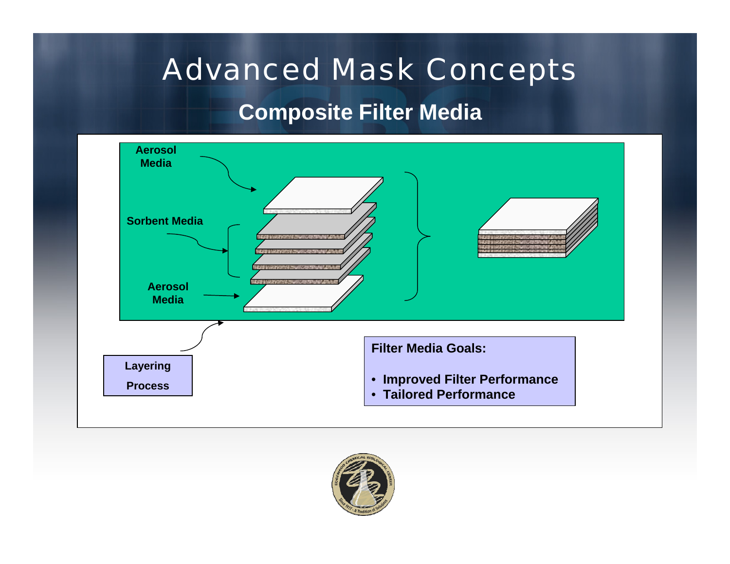# Advanced Mask Concepts

## Composite Filter Media

Aerosol Media

Sorbent Media

Aerosol Media

Layering Process

**Filter Media Goals:**

- **Improved Filter Performance**
- **Tailored Performance**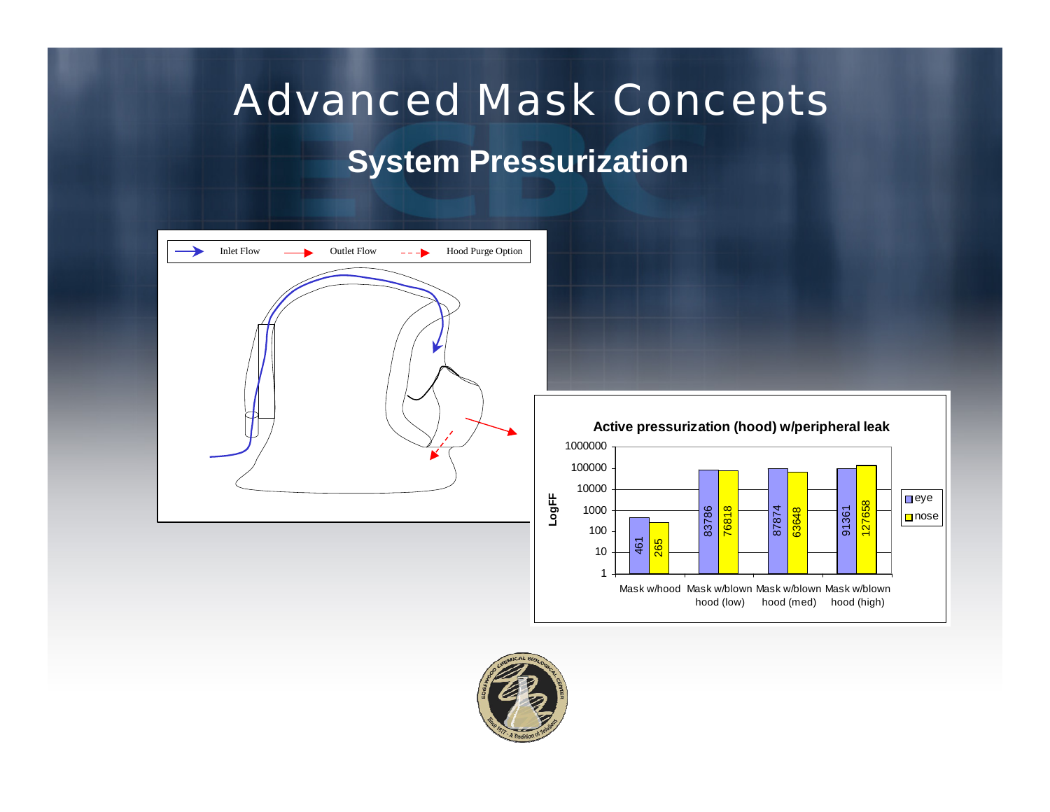# Advanced Mask Concepts

## System Pressurization

Inlet Flow — Outlet Flow — Hood Purge Option

**Active pressurization (hood) w/peripheral leak**

| LogFF | eye | nose |
|---|---|---|
| Mask w/hood | 461 | 265 |
| Mask w/blown hood (low) | 83786 | 76818 |
| Mask w/blown hood (med) | 87874 | 63648 |
| Mask w/blown hood (high) | 91361 | 127658 |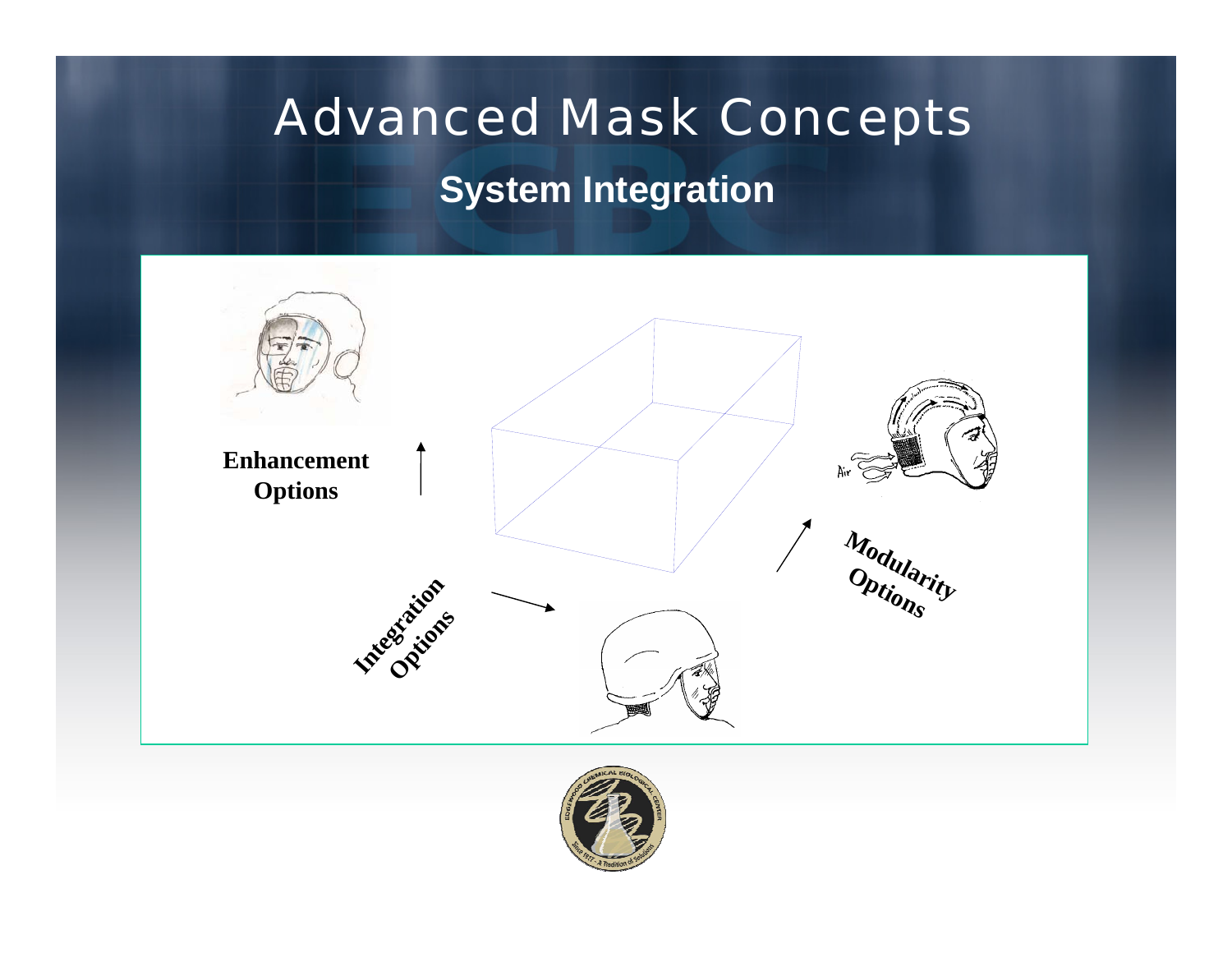# Advanced Mask Concepts

## System Integration

**Enhancement Options**

**Integration Options**

**Modularity Options**

Air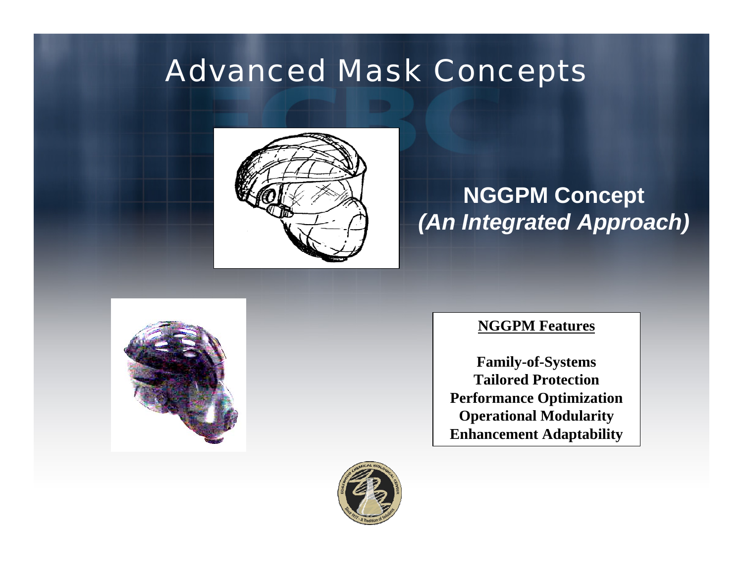# Advanced Mask Concepts

**NGGPM Concept**
***(An Integrated Approach)***

**NGGPM Features**

**Family-of-Systems**
**Tailored Protection**
**Performance Optimization**
**Operational Modularity**
**Enhancement Adaptability**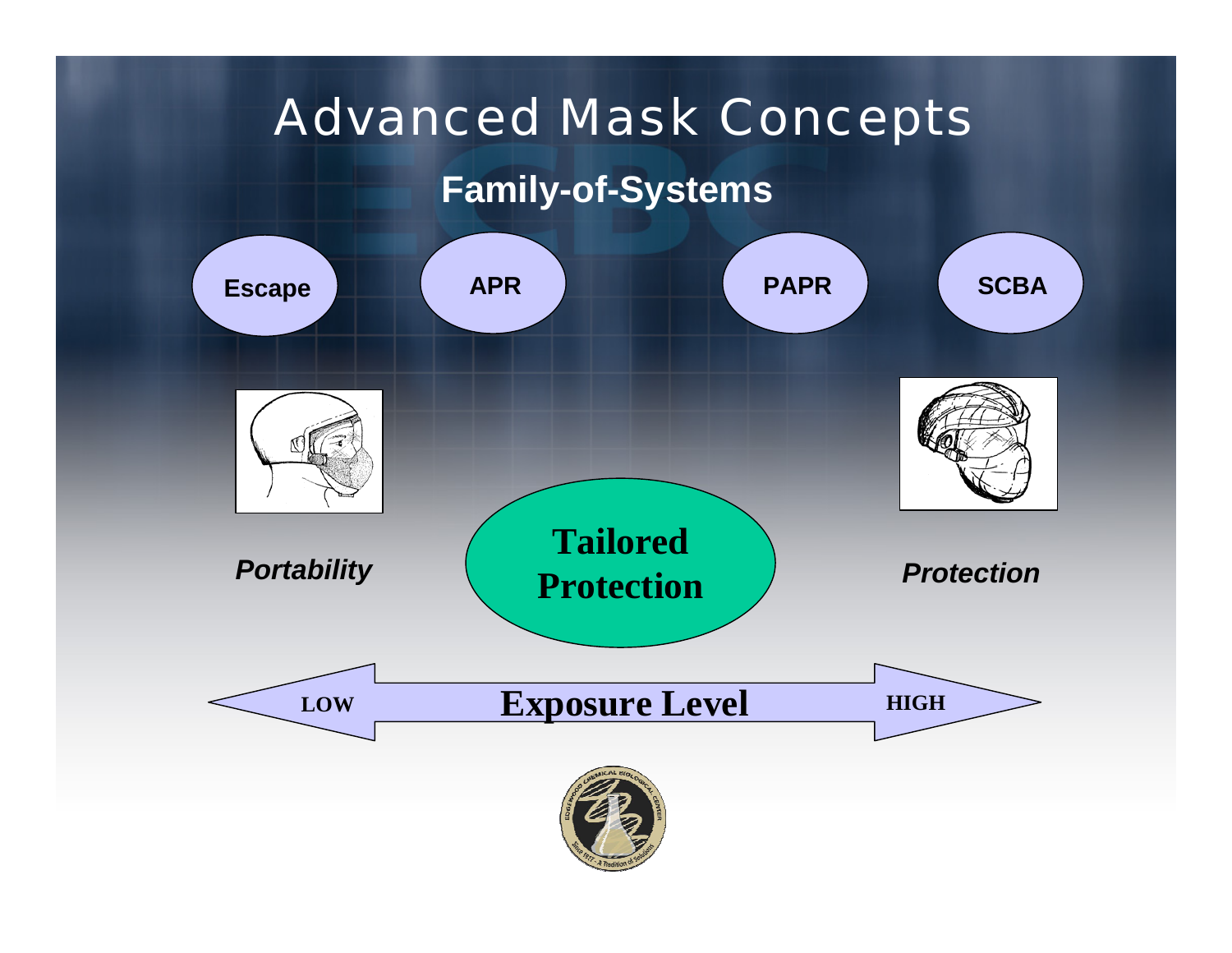# Advanced Mask Concepts

## Family-of-Systems

Escape | APR | PAPR | SCBA

*Portability*

**Tailored Protection**

*Protection*

LOW — **Exposure Level** — HIGH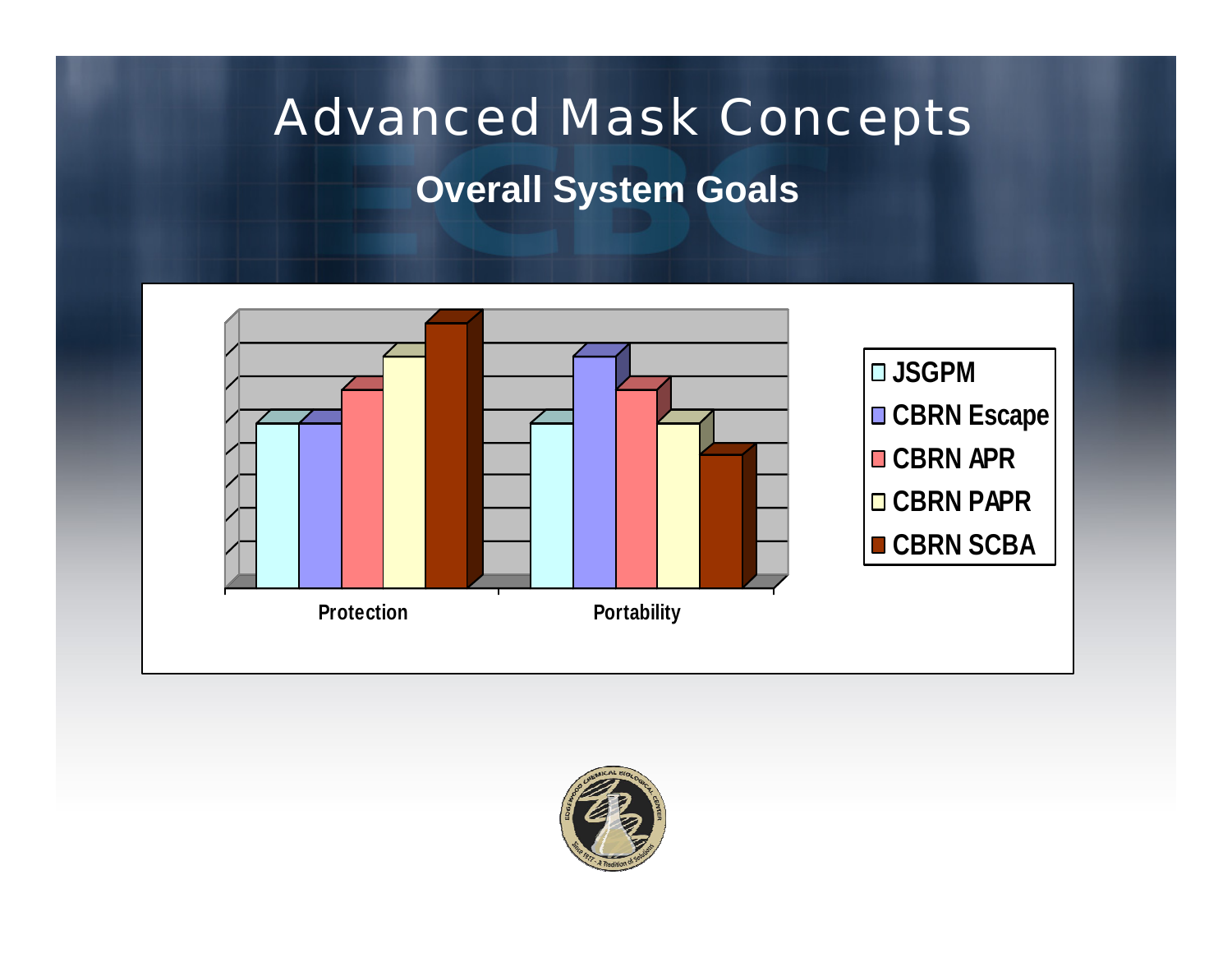# Advanced Mask Concepts

## Overall System Goals

Protection | Portability

- JSGPM
- CBRN Escape
- CBRN APR
- CBRN PAPR
- CBRN SCBA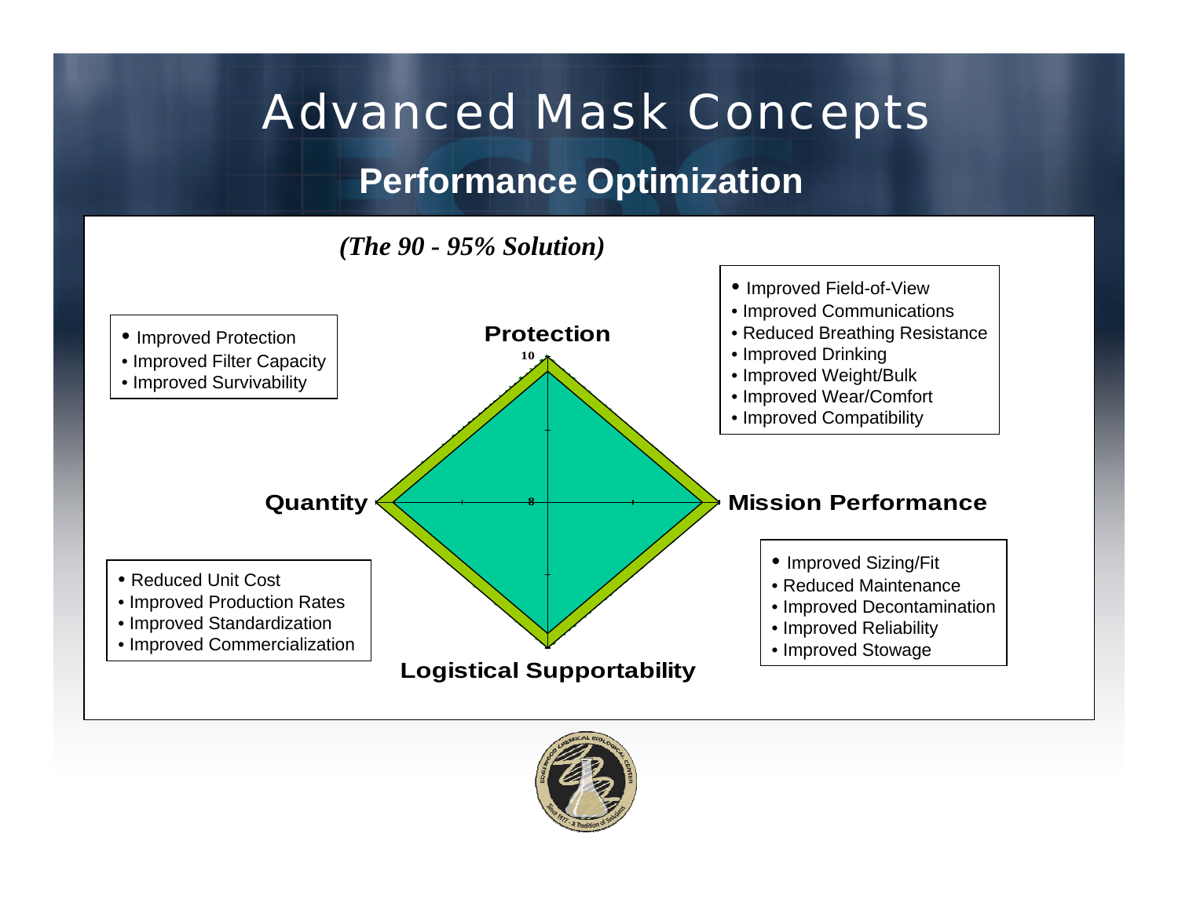# Advanced Mask Concepts

## Performance Optimization

*(The 90 - 95% Solution)*

- Improved Protection
- Improved Filter Capacity
- Improved Survivability

**Protection**

- Improved Field-of-View
- Improved Communications
- Reduced Breathing Resistance
- Improved Drinking
- Improved Weight/Bulk
- Improved Wear/Comfort
- Improved Compatibility

10

**Quantity**

8

**Mission Performance**

- Reduced Unit Cost
- Improved Production Rates
- Improved Standardization
- Improved Commercialization

**Logistical Supportability**

- Improved Sizing/Fit
- Reduced Maintenance
- Improved Decontamination
- Improved Reliability
- Improved Stowage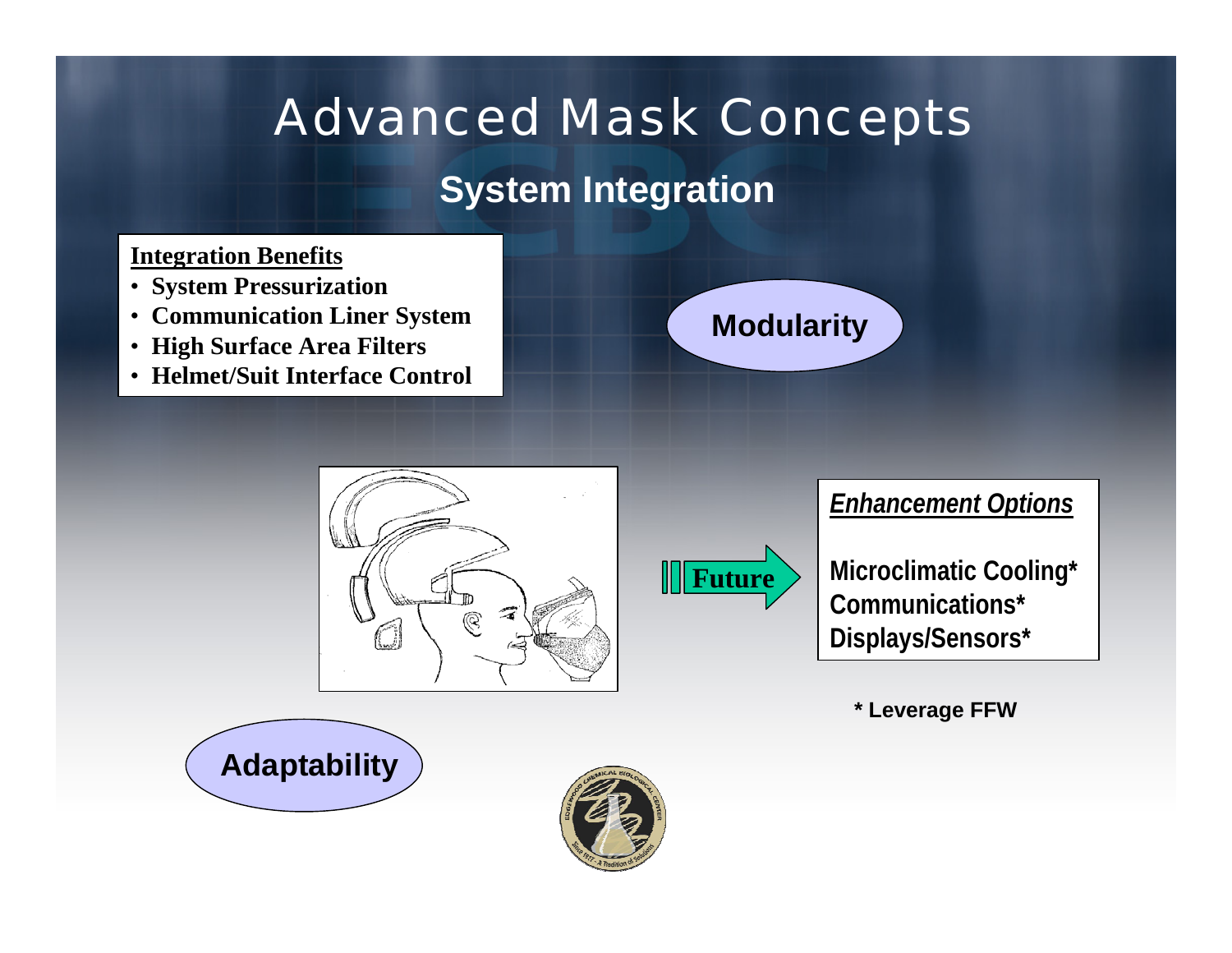# Advanced Mask Concepts

## System Integration

**Integration Benefits**

- **System Pressurization**
- **Communication Liner System**
- **High Surface Area Filters**
- **Helmet/Suit Interface Control**

**Modularity**

**Future**

***Enhancement Options***

**Microclimatic Cooling***
**Communications***
**Displays/Sensors***

**\* Leverage FFW**

**Adaptability**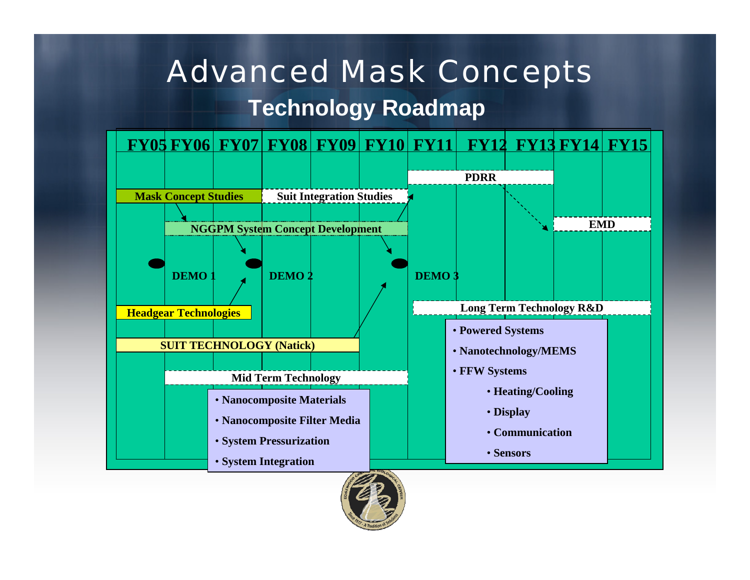# Advanced Mask Concepts

## Technology Roadmap

FY05 | FY06 | FY07 | FY08 | FY09 | FY10 | FY11 | FY12 | FY13 | FY14 | FY15

- PDRR
- Mask Concept Studies
- Suit Integration Studies
- EMD
- NGGPM System Concept Development
- DEMO 1
- DEMO 2
- DEMO 3
- Headgear Technologies
- Long Term Technology R&D
  - Powered Systems
  - Nanotechnology/MEMS
  - FFW Systems
    - Heating/Cooling
    - Display
    - Communication
    - Sensors
- SUIT TECHNOLOGY (Natick)
- Mid Term Technology
  - Nanocomposite Materials
  - Nanocomposite Filter Media
  - System Pressurization
  - System Integration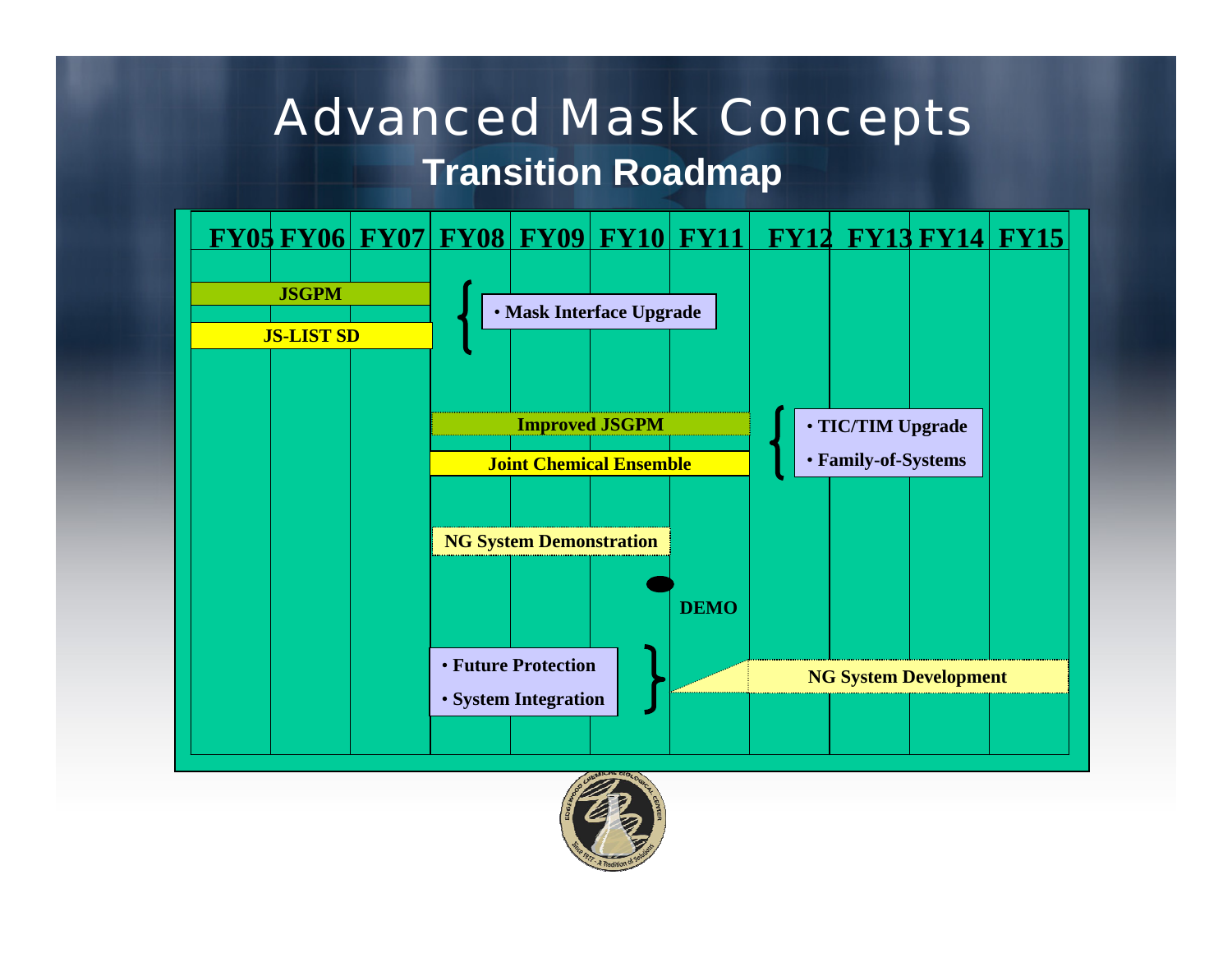# Advanced Mask Concepts

## Transition Roadmap

FY05 FY06 FY07 FY08 FY09 FY10 FY11 FY12 FY13 FY14 FY15

JSGPM

JS-LIST SD

- Mask Interface Upgrade

Improved JSGPM

Joint Chemical Ensemble

- TIC/TIM Upgrade
- Family-of-Systems

NG System Demonstration

DEMO

- Future Protection
- System Integration

NG System Development

EDGEWOOD CHEMICAL BIOLOGICAL CENTER

Since 1917 - A Tradition of Solutions